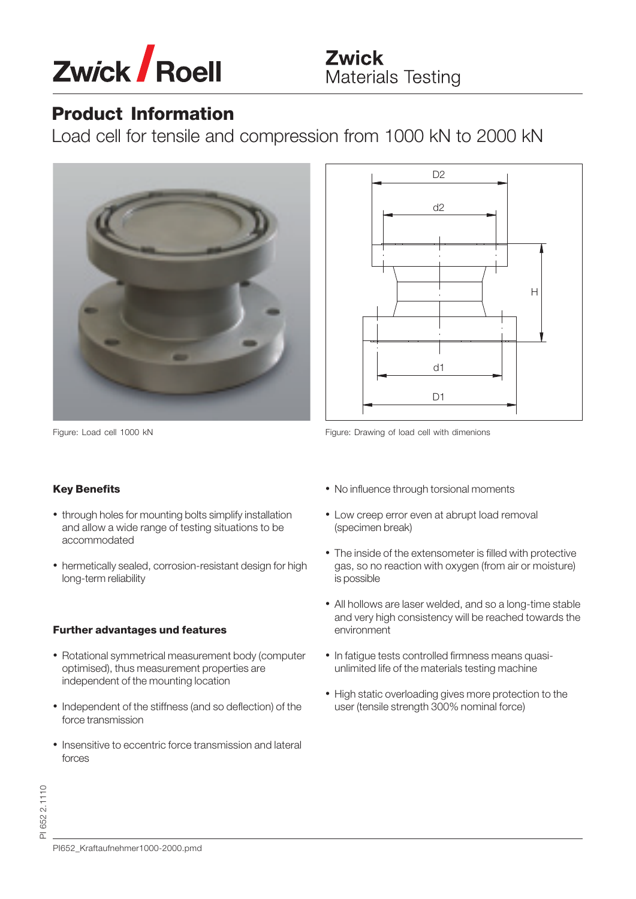# Product Information

## Load cell for tensile and compression from 1000 kN to 2000 kN

Figure: Load cell 1000 kN

Figure: Drawing of load cell with dimenions

### Key Benefits

- through holes for mounting bolts simplify installation and allow a wide range of testing situations to be accommodated
- hermetically sealed, corrosion-resistant design for high long-term reliability

### Further advantages und features

- Rotational symmetrical measurement body (computer optimised), thus measurement properties are independent of the mounting location
- Independent of the stiffness (and so deflection) of the force transmission
- Insensitive to eccentric force transmission and lateral forces
- No influence through torsional moments
- Low creep error even at abrupt load removal (specimen break)
- The inside of the extensometer is filled with protective gas, so no reaction with oxygen (from air or moisture) is possible
- All hollows are laser welded, and so a long-time stable and very high consistency will be reached towards the environment
- In fatigue tests controlled firmness means quasi-unlimited life of the materials testing machine
- High static overloading gives more protection to the user (tensile strength 300% nominal force)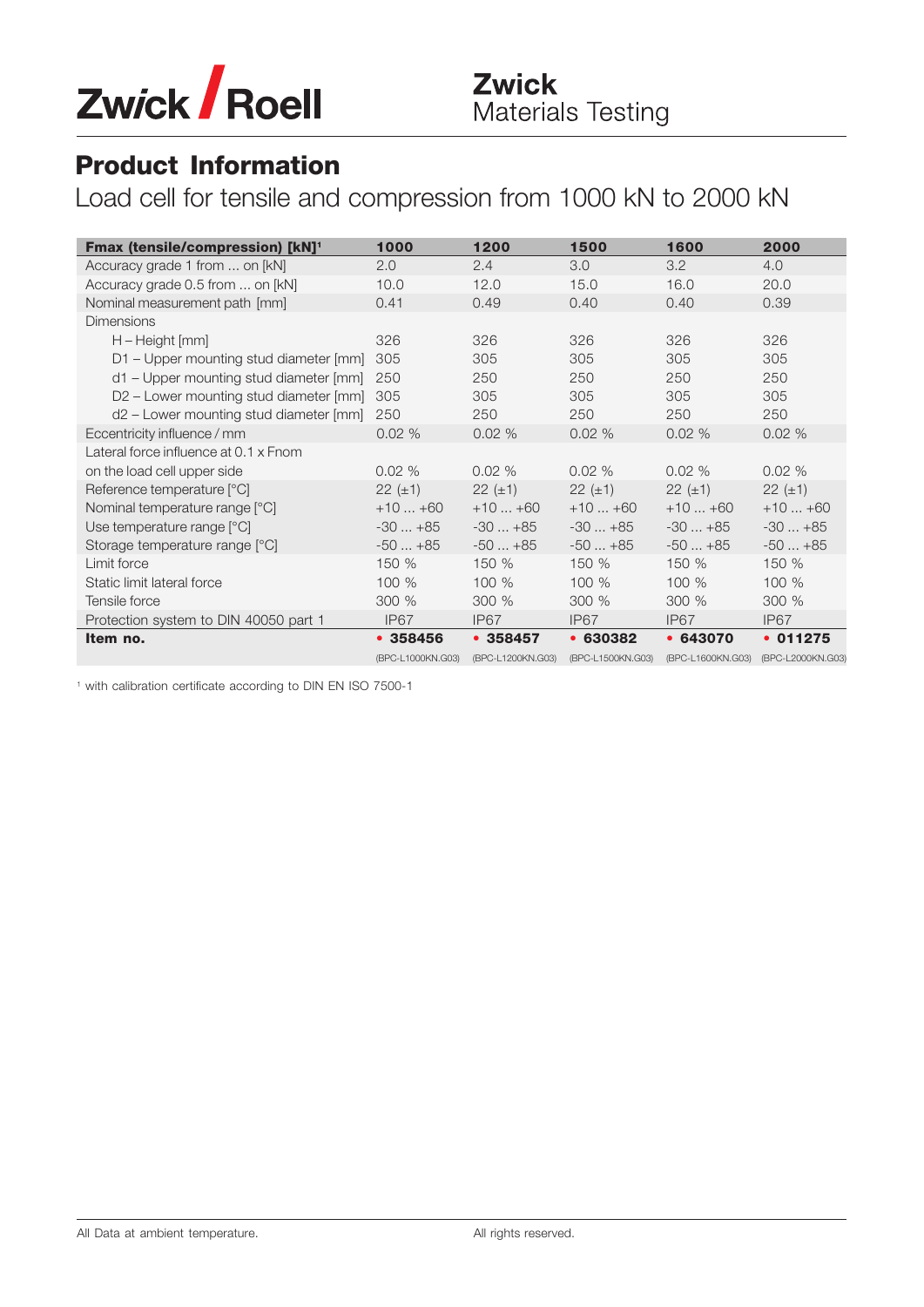Zwick
Materials Testing

## Product Information

Load cell for tensile and compression from 1000 kN to 2000 kN

| **Fmax (tensile/compression) [kN]**[1] | **1000** | **1200** | **1500** | **1600** | **2000** |
|---|---|---|---|---|---|
| Accuracy grade 1 from ... on [kN] | 2.0 | 2.4 | 3.0 | 3.2 | 4.0 |
| Accuracy grade 0.5 from ... on [kN] | 10.0 | 12.0 | 15.0 | 16.0 | 20.0 |
| Nominal measurement path [mm] | 0.41 | 0.49 | 0.40 | 0.40 | 0.39 |
| Dimensions | | | | | |
| H – Height [mm] | 326 | 326 | 326 | 326 | 326 |
| D1 – Upper mounting stud diameter [mm] | 305 | 305 | 305 | 305 | 305 |
| d1 – Upper mounting stud diameter [mm] | 250 | 250 | 250 | 250 | 250 |
| D2 – Lower mounting stud diameter [mm] | 305 | 305 | 305 | 305 | 305 |
| d2 – Lower mounting stud diameter [mm] | 250 | 250 | 250 | 250 | 250 |
| Eccentricity influence / mm | 0.02 % | 0.02 % | 0.02 % | 0.02 % | 0.02 % |
| Lateral force influence at 0.1 x Fnom on the load cell upper side | 0.02 % | 0.02 % | 0.02 % | 0.02 % | 0.02 % |
| Reference temperature [°C] | 22 (±1) | 22 (±1) | 22 (±1) | 22 (±1) | 22 (±1) |
| Nominal temperature range [°C] | +10 ... +60 | +10 ... +60 | +10 ... +60 | +10 ... +60 | +10 ... +60 |
| Use temperature range [°C] | -30 ... +85 | -30 ... +85 | -30 ... +85 | -30 ... +85 | -30 ... +85 |
| Storage temperature range [°C] | -50 ... +85 | -50 ... +85 | -50 ... +85 | -50 ... +85 | -50 ... +85 |
| Limit force | 150 % | 150 % | 150 % | 150 % | 150 % |
| Static limit lateral force | 100 % | 100 % | 100 % | 100 % | 100 % |
| Tensile force | 300 % | 300 % | 300 % | 300 % | 300 % |
| Protection system to DIN 40050 part 1 | IP67 | IP67 | IP67 | IP67 | IP67 |
| **Item no.** | • **358456** (BPC-L1000KN.G03) | • **358457** (BPC-L1200KN.G03) | • **630382** (BPC-L1500KN.G03) | • **643070** (BPC-L1600KN.G03) | • **011275** (BPC-L2000KN.G03) |

[1] with calibration certificate according to DIN EN ISO 7500-1

All Data at ambient temperature.

All rights reserved.